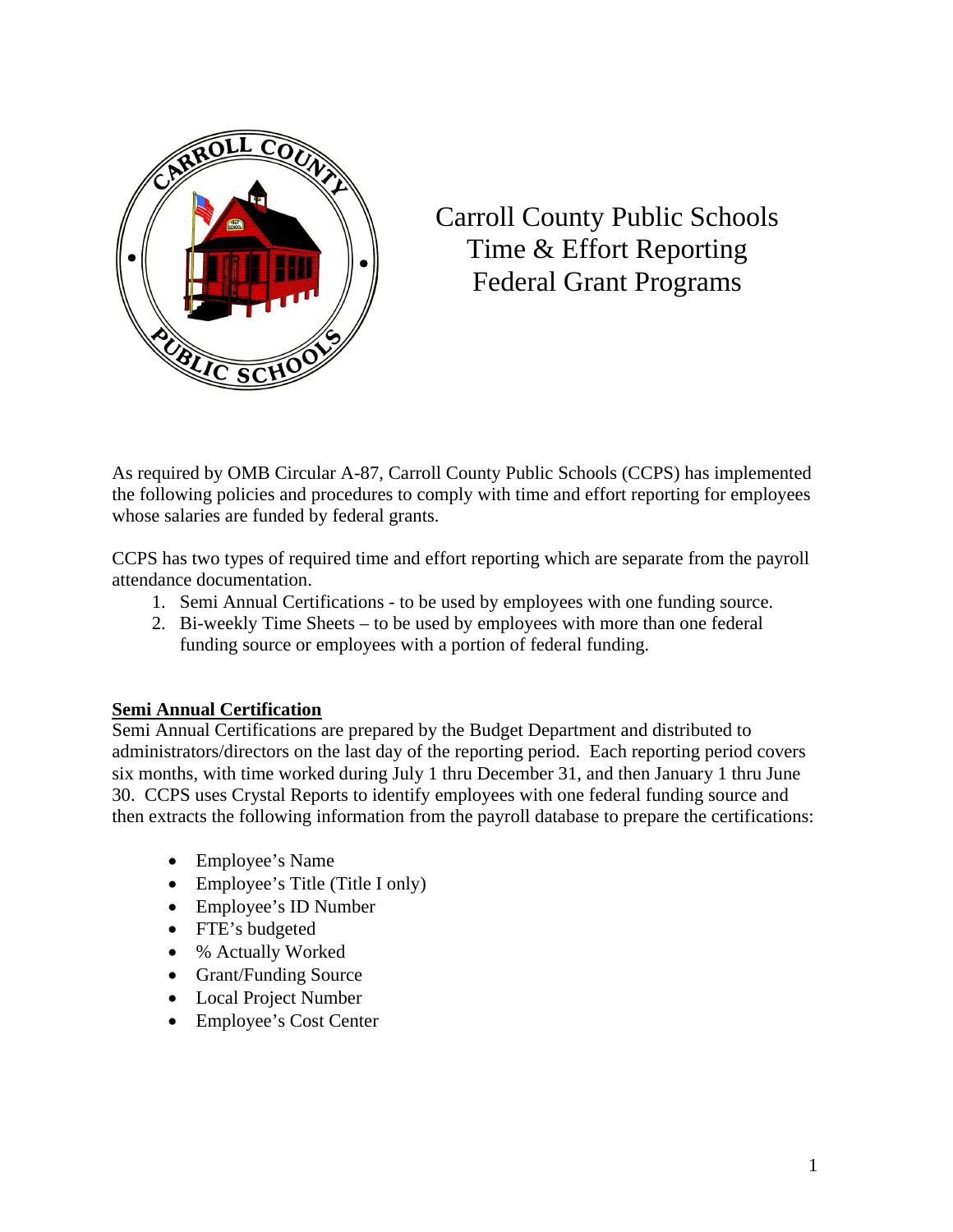# Carroll County Public Schools
# Time & Effort Reporting
# Federal Grant Programs

As required by OMB Circular A-87, Carroll County Public Schools (CCPS) has implemented the following policies and procedures to comply with time and effort reporting for employees whose salaries are funded by federal grants.

CCPS has two types of required time and effort reporting which are separate from the payroll attendance documentation.

1. Semi Annual Certifications - to be used by employees with one funding source.
2. Bi-weekly Time Sheets – to be used by employees with more than one federal funding source or employees with a portion of federal funding.

## Semi Annual Certification

Semi Annual Certifications are prepared by the Budget Department and distributed to administrators/directors on the last day of the reporting period. Each reporting period covers six months, with time worked during July 1 thru December 31, and then January 1 thru June 30. CCPS uses Crystal Reports to identify employees with one federal funding source and then extracts the following information from the payroll database to prepare the certifications:

- Employee's Name
- Employee's Title (Title I only)
- Employee's ID Number
- FTE's budgeted
- % Actually Worked
- Grant/Funding Source
- Local Project Number
- Employee's Cost Center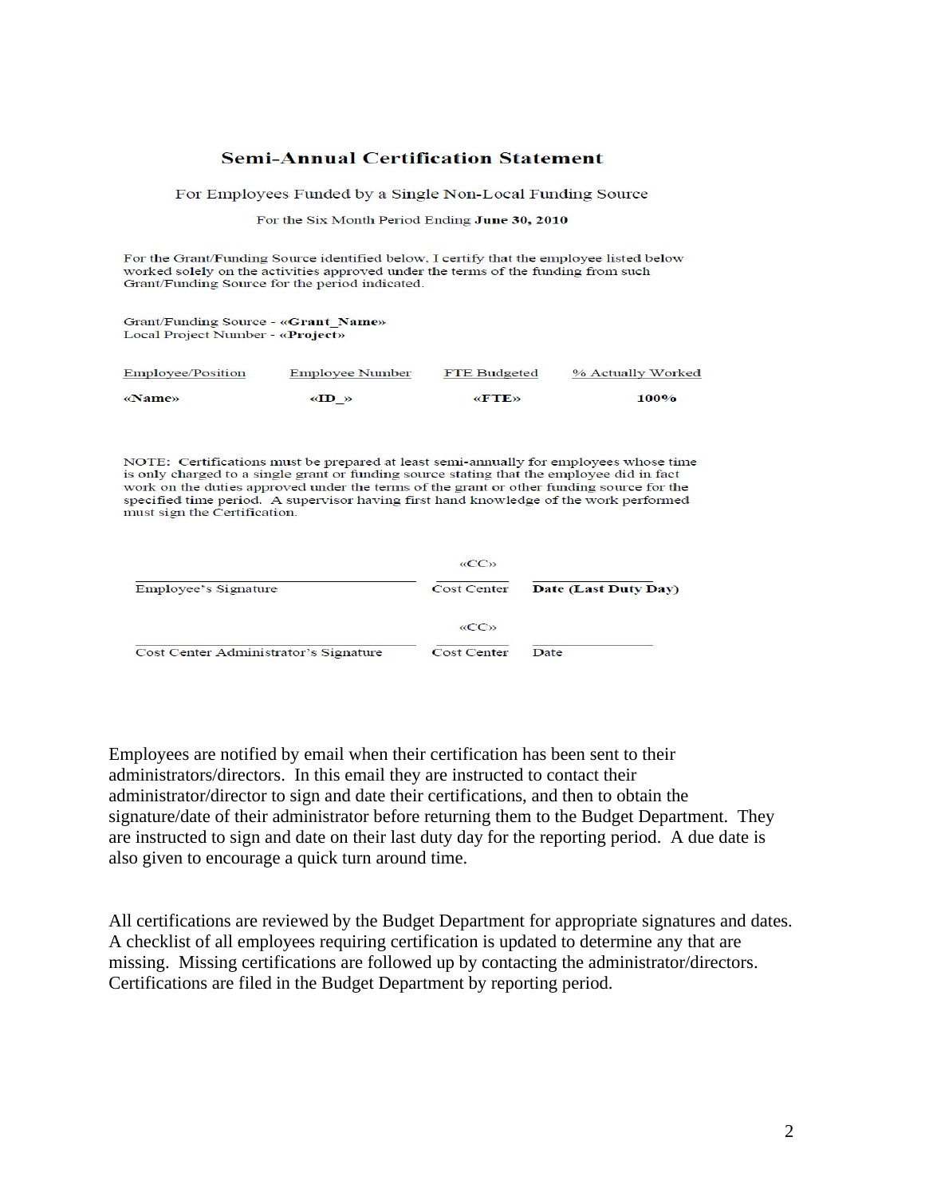## Semi-Annual Certification Statement

For Employees Funded by a Single Non-Local Funding Source

For the Six Month Period Ending **June 30, 2010**

For the Grant/Funding Source identified below, I certify that the employee listed below worked solely on the activities approved under the terms of the funding from such Grant/Funding Source for the period indicated.

Grant/Funding Source - **«Grant_Name»**
Local Project Number - **«Project»**

| Employee/Position | Employee Number | FTE Budgeted | % Actually Worked |
|---|---|---|---|
| **«Name»** | **«ID_»** | **«FTE»** | **100%** |

NOTE: Certifications must be prepared at least semi-annually for employees whose time is only charged to a single grant or funding source stating that the employee did in fact work on the duties approved under the terms of the grant or other funding source for the specified time period. A supervisor having first hand knowledge of the work performed must sign the Certification.

| | «CC» | |
|---|---|---|
| Employee's Signature | Cost Center | **Date (Last Duty Day)** |
| | «CC» | |
| Cost Center Administrator's Signature | Cost Center | Date |

Employees are notified by email when their certification has been sent to their administrators/directors. In this email they are instructed to contact their administrator/director to sign and date their certifications, and then to obtain the signature/date of their administrator before returning them to the Budget Department. They are instructed to sign and date on their last duty day for the reporting period. A due date is also given to encourage a quick turn around time.

All certifications are reviewed by the Budget Department for appropriate signatures and dates. A checklist of all employees requiring certification is updated to determine any that are missing. Missing certifications are followed up by contacting the administrator/directors. Certifications are filed in the Budget Department by reporting period.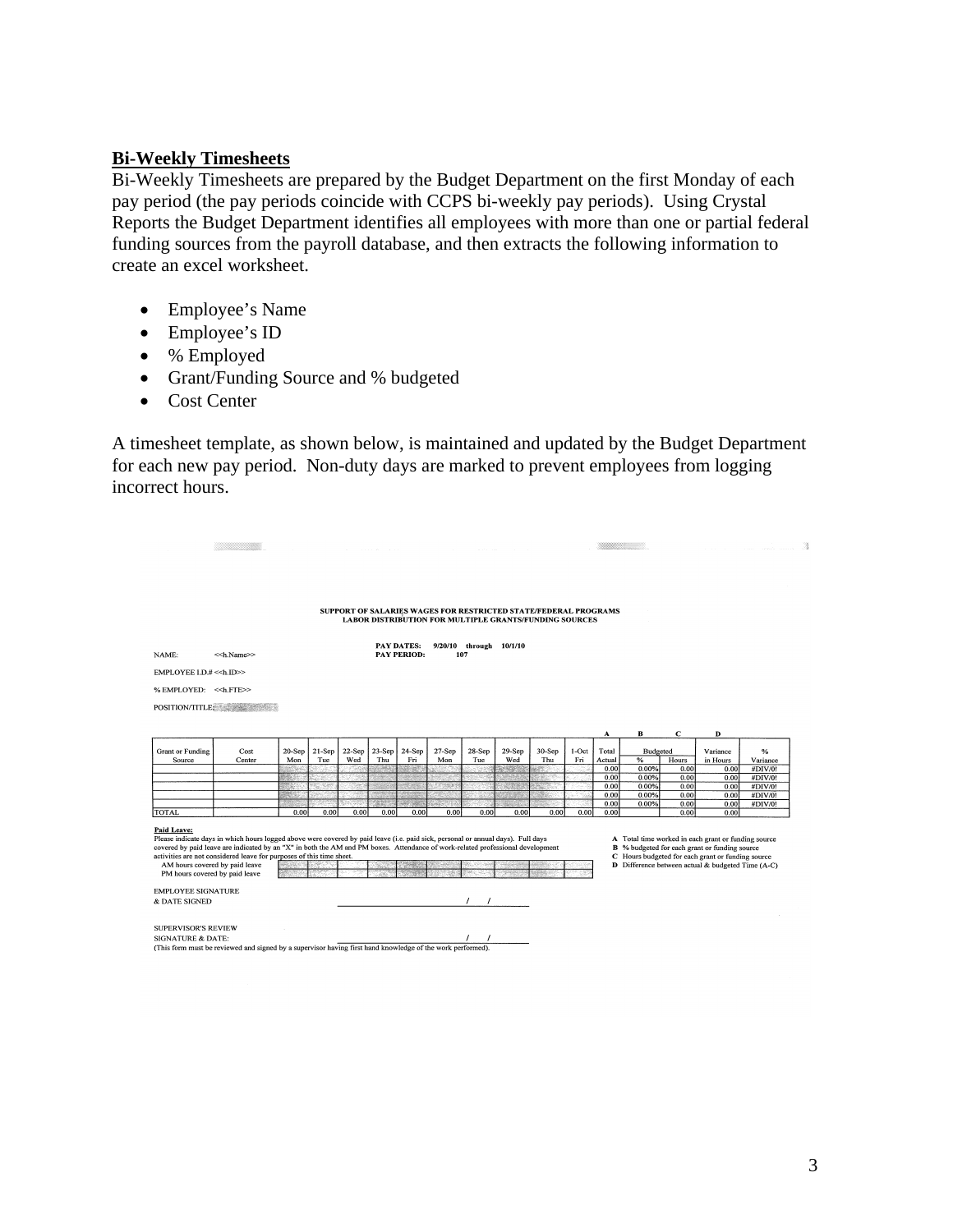**Bi-Weekly Timesheets**

Bi-Weekly Timesheets are prepared by the Budget Department on the first Monday of each pay period (the pay periods coincide with CCPS bi-weekly pay periods). Using Crystal Reports the Budget Department identifies all employees with more than one or partial federal funding sources from the payroll database, and then extracts the following information to create an excel worksheet.

- Employee's Name
- Employee's ID
- % Employed
- Grant/Funding Source and % budgeted
- Cost Center

A timesheet template, as shown below, is maintained and updated by the Budget Department for each new pay period. Non-duty days are marked to prevent employees from logging incorrect hours.

**SUPPORT OF SALARIES WAGES FOR RESTRICTED STATE/FEDERAL PROGRAMS**
**LABOR DISTRIBUTION FOR MULTIPLE GRANTS/FUNDING SOURCES**

PAY DATES: 9/20/10 through 10/1/10
PAY PERIOD: 107

NAME: <<h.Name>>

EMPLOYEE I.D.# <<h.ID>>

% EMPLOYED: <<h.FTE>>

POSITION/TITLE:

| Grant or Funding Source | Cost Center | 20-Sep Mon | 21-Sep Tue | 22-Sep Wed | 23-Sep Thu | 24-Sep Fri | 27-Sep Mon | 28-Sep Tue | 29-Sep Wed | 30-Sep Thu | 1-Oct Fri | A Total Actual | B Budgeted % | C Budgeted Hours | D Variance in Hours | % Variance |
|---|---|---|---|---|---|---|---|---|---|---|---|---|---|---|---|---|
| | | | | | | | | | | | | 0.00 | 0.00% | 0.00 | 0.00 | #DIV/0! |
| | | | | | | | | | | | | 0.00 | 0.00% | 0.00 | 0.00 | #DIV/0! |
| | | | | | | | | | | | | 0.00 | 0.00% | 0.00 | 0.00 | #DIV/0! |
| | | | | | | | | | | | | 0.00 | 0.00% | 0.00 | 0.00 | #DIV/0! |
| | | | | | | | | | | | | 0.00 | 0.00% | 0.00 | 0.00 | #DIV/0! |
| TOTAL | | 0.00 | 0.00 | 0.00 | 0.00 | 0.00 | 0.00 | 0.00 | 0.00 | 0.00 | 0.00 | 0.00 | | 0.00 | 0.00 | |

**Paid Leave:**
Please indicate days in which hours logged above were covered by paid leave (i.e. paid sick, personal or annual days). Full days covered by paid leave are indicated by an "X" in both the AM and PM boxes. Attendance of work-related professional development activities are not considered leave for purposes of this time sheet.

| | | | | | | | | | | |
|---|---|---|---|---|---|---|---|---|---|---|
| AM hours covered by paid leave | | | | | | | | | | |
| PM hours covered by paid leave | | | | | | | | | | |

**A** Total time worked in each grant or funding source
**B** % budgeted for each grant or funding source
**C** Hours budgeted for each grant or funding source
**D** Difference between actual & budgeted Time (A-C)

EMPLOYEE SIGNATURE
& DATE SIGNED ______________________ / /

SUPERVISOR'S REVIEW
SIGNATURE & DATE: ______________________ / /
(This form must be reviewed and signed by a supervisor having first hand knowledge of the work performed).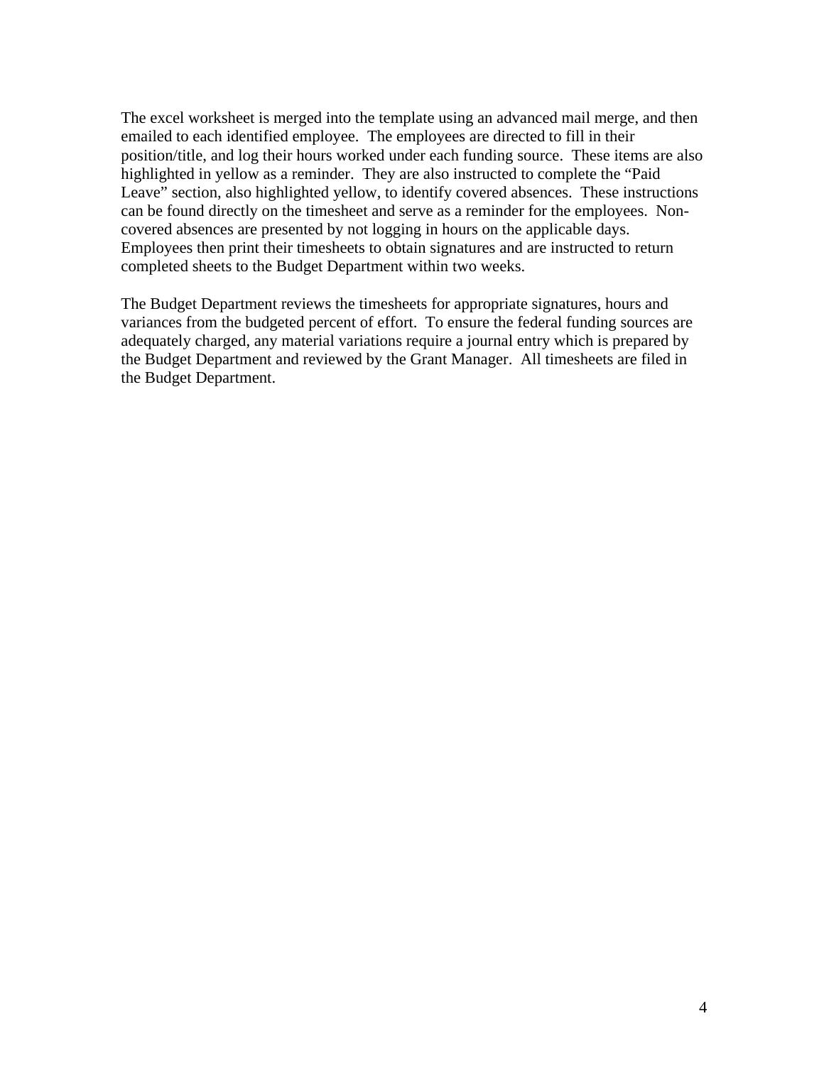The excel worksheet is merged into the template using an advanced mail merge, and then emailed to each identified employee. The employees are directed to fill in their position/title, and log their hours worked under each funding source. These items are also highlighted in yellow as a reminder. They are also instructed to complete the "Paid Leave" section, also highlighted yellow, to identify covered absences. These instructions can be found directly on the timesheet and serve as a reminder for the employees. Non-covered absences are presented by not logging in hours on the applicable days. Employees then print their timesheets to obtain signatures and are instructed to return completed sheets to the Budget Department within two weeks.

The Budget Department reviews the timesheets for appropriate signatures, hours and variances from the budgeted percent of effort. To ensure the federal funding sources are adequately charged, any material variations require a journal entry which is prepared by the Budget Department and reviewed by the Grant Manager. All timesheets are filed in the Budget Department.